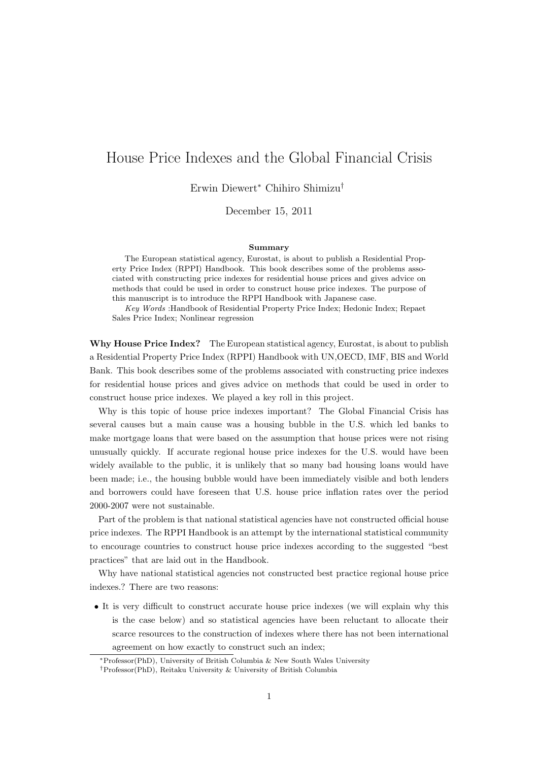# House Price Indexes and the Global Financial Crisis

Erwin Diewert* Chihiro Shimizu†

December 15, 2011

**Summary**

The European statistical agency, Eurostat, is about to publish a Residential Property Price Index (RPPI) Handbook. This book describes some of the problems associated with constructing price indexes for residential house prices and gives advice on methods that could be used in order to construct house price indexes. The purpose of this manuscript is to introduce the RPPI Handbook with Japanese case.

*Key Words* :Handbook of Residential Property Price Index; Hedonic Index; Repaet Sales Price Index; Nonlinear regression

**Why House Price Index?** The European statistical agency, Eurostat, is about to publish a Residential Property Price Index (RPPI) Handbook with UN,OECD, IMF, BIS and World Bank. This book describes some of the problems associated with constructing price indexes for residential house prices and gives advice on methods that could be used in order to construct house price indexes. We played a key roll in this project.

Why is this topic of house price indexes important? The Global Financial Crisis has several causes but a main cause was a housing bubble in the U.S. which led banks to make mortgage loans that were based on the assumption that house prices were not rising unusually quickly. If accurate regional house price indexes for the U.S. would have been widely available to the public, it is unlikely that so many bad housing loans would have been made; i.e., the housing bubble would have been immediately visible and both lenders and borrowers could have foreseen that U.S. house price inflation rates over the period 2000-2007 were not sustainable.

Part of the problem is that national statistical agencies have not constructed official house price indexes. The RPPI Handbook is an attempt by the international statistical community to encourage countries to construct house price indexes according to the suggested "best practices" that are laid out in the Handbook.

Why have national statistical agencies not constructed best practice regional house price indexes.? There are two reasons:

- It is very difficult to construct accurate house price indexes (we will explain why this is the case below) and so statistical agencies have been reluctant to allocate their scarce resources to the construction of indexes where there has not been international agreement on how exactly to construct such an index;

---

*Professor(PhD), University of British Columbia & New South Wales University

†Professor(PhD), Reitaku University & University of British Columbia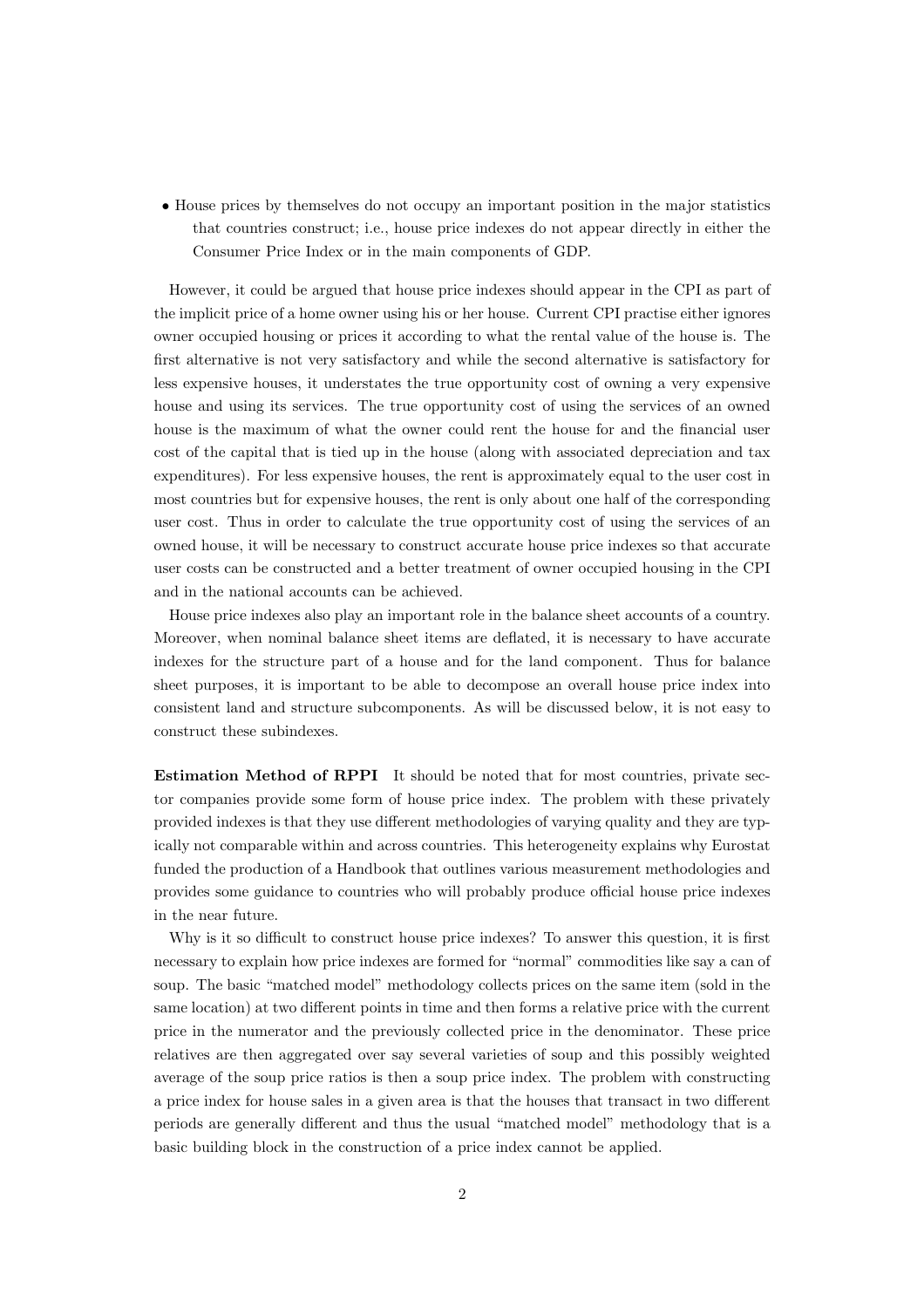- House prices by themselves do not occupy an important position in the major statistics that countries construct; i.e., house price indexes do not appear directly in either the Consumer Price Index or in the main components of GDP.

However, it could be argued that house price indexes should appear in the CPI as part of the implicit price of a home owner using his or her house. Current CPI practise either ignores owner occupied housing or prices it according to what the rental value of the house is. The first alternative is not very satisfactory and while the second alternative is satisfactory for less expensive houses, it understates the true opportunity cost of owning a very expensive house and using its services. The true opportunity cost of using the services of an owned house is the maximum of what the owner could rent the house for and the financial user cost of the capital that is tied up in the house (along with associated depreciation and tax expenditures). For less expensive houses, the rent is approximately equal to the user cost in most countries but for expensive houses, the rent is only about one half of the corresponding user cost. Thus in order to calculate the true opportunity cost of using the services of an owned house, it will be necessary to construct accurate house price indexes so that accurate user costs can be constructed and a better treatment of owner occupied housing in the CPI and in the national accounts can be achieved.

House price indexes also play an important role in the balance sheet accounts of a country. Moreover, when nominal balance sheet items are deflated, it is necessary to have accurate indexes for the structure part of a house and for the land component. Thus for balance sheet purposes, it is important to be able to decompose an overall house price index into consistent land and structure subcomponents. As will be discussed below, it is not easy to construct these subindexes.

**Estimation Method of RPPI** It should be noted that for most countries, private sector companies provide some form of house price index. The problem with these privately provided indexes is that they use different methodologies of varying quality and they are typically not comparable within and across countries. This heterogeneity explains why Eurostat funded the production of a Handbook that outlines various measurement methodologies and provides some guidance to countries who will probably produce official house price indexes in the near future.

Why is it so difficult to construct house price indexes? To answer this question, it is first necessary to explain how price indexes are formed for "normal" commodities like say a can of soup. The basic "matched model" methodology collects prices on the same item (sold in the same location) at two different points in time and then forms a relative price with the current price in the numerator and the previously collected price in the denominator. These price relatives are then aggregated over say several varieties of soup and this possibly weighted average of the soup price ratios is then a soup price index. The problem with constructing a price index for house sales in a given area is that the houses that transact in two different periods are generally different and thus the usual "matched model" methodology that is a basic building block in the construction of a price index cannot be applied.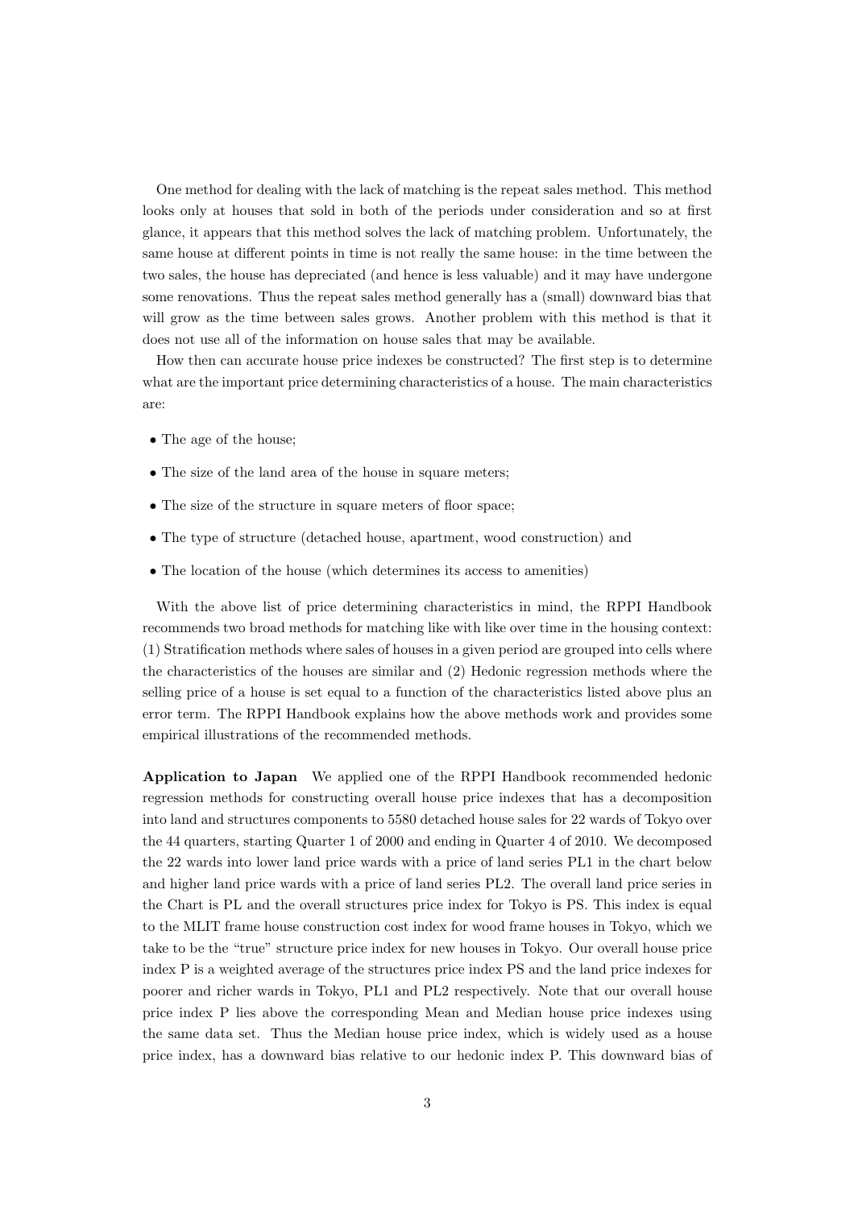One method for dealing with the lack of matching is the repeat sales method. This method looks only at houses that sold in both of the periods under consideration and so at first glance, it appears that this method solves the lack of matching problem. Unfortunately, the same house at different points in time is not really the same house: in the time between the two sales, the house has depreciated (and hence is less valuable) and it may have undergone some renovations. Thus the repeat sales method generally has a (small) downward bias that will grow as the time between sales grows. Another problem with this method is that it does not use all of the information on house sales that may be available.

How then can accurate house price indexes be constructed? The first step is to determine what are the important price determining characteristics of a house. The main characteristics are:

- The age of the house;
- The size of the land area of the house in square meters;
- The size of the structure in square meters of floor space;
- The type of structure (detached house, apartment, wood construction) and
- The location of the house (which determines its access to amenities)

With the above list of price determining characteristics in mind, the RPPI Handbook recommends two broad methods for matching like with like over time in the housing context: (1) Stratification methods where sales of houses in a given period are grouped into cells where the characteristics of the houses are similar and (2) Hedonic regression methods where the selling price of a house is set equal to a function of the characteristics listed above plus an error term. The RPPI Handbook explains how the above methods work and provides some empirical illustrations of the recommended methods.

**Application to Japan** We applied one of the RPPI Handbook recommended hedonic regression methods for constructing overall house price indexes that has a decomposition into land and structures components to 5580 detached house sales for 22 wards of Tokyo over the 44 quarters, starting Quarter 1 of 2000 and ending in Quarter 4 of 2010. We decomposed the 22 wards into lower land price wards with a price of land series PL1 in the chart below and higher land price wards with a price of land series PL2. The overall land price series in the Chart is PL and the overall structures price index for Tokyo is PS. This index is equal to the MLIT frame house construction cost index for wood frame houses in Tokyo, which we take to be the "true" structure price index for new houses in Tokyo. Our overall house price index P is a weighted average of the structures price index PS and the land price indexes for poorer and richer wards in Tokyo, PL1 and PL2 respectively. Note that our overall house price index P lies above the corresponding Mean and Median house price indexes using the same data set. Thus the Median house price index, which is widely used as a house price index, has a downward bias relative to our hedonic index P. This downward bias of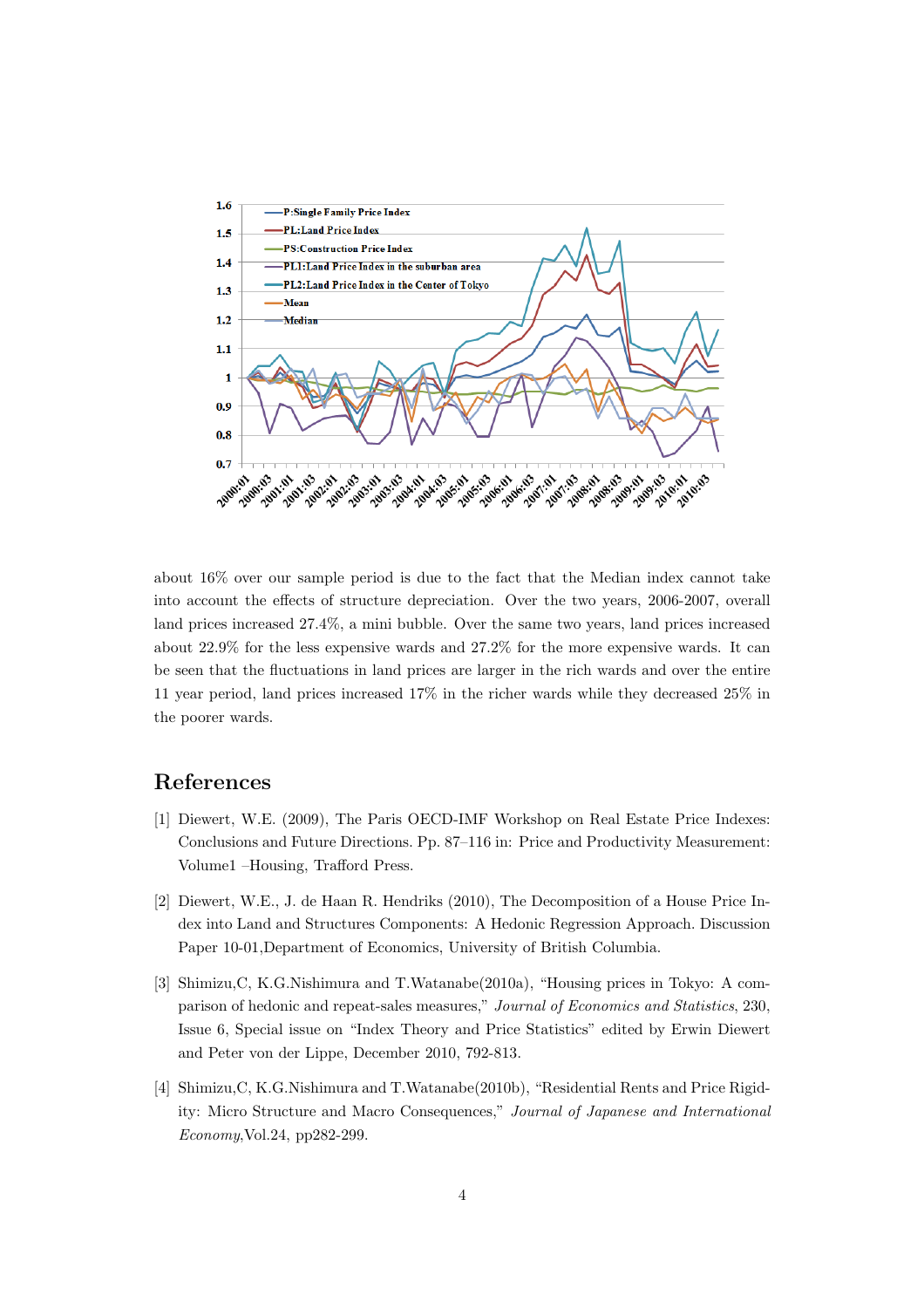about 16% over our sample period is due to the fact that the Median index cannot take into account the effects of structure depreciation. Over the two years, 2006-2007, overall land prices increased 27.4%, a mini bubble. Over the same two years, land prices increased about 22.9% for the less expensive wards and 27.2% for the more expensive wards. It can be seen that the fluctuations in land prices are larger in the rich wards and over the entire 11 year period, land prices increased 17% in the richer wards while they decreased 25% in the poorer wards.

## References

[1] Diewert, W.E. (2009), The Paris OECD-IMF Workshop on Real Estate Price Indexes: Conclusions and Future Directions. Pp. 87–116 in: Price and Productivity Measurement: Volume1 –Housing, Trafford Press.

[2] Diewert, W.E., J. de Haan R. Hendriks (2010), The Decomposition of a House Price Index into Land and Structures Components: A Hedonic Regression Approach. Discussion Paper 10-01,Department of Economics, University of British Columbia.

[3] Shimizu,C, K.G.Nishimura and T.Watanabe(2010a), "Housing prices in Tokyo: A comparison of hedonic and repeat-sales measures," *Journal of Economics and Statistics*, 230, Issue 6, Special issue on "Index Theory and Price Statistics" edited by Erwin Diewert and Peter von der Lippe, December 2010, 792-813.

[4] Shimizu,C, K.G.Nishimura and T.Watanabe(2010b), "Residential Rents and Price Rigidity: Micro Structure and Macro Consequences," *Journal of Japanese and International Economy*,Vol.24, pp282-299.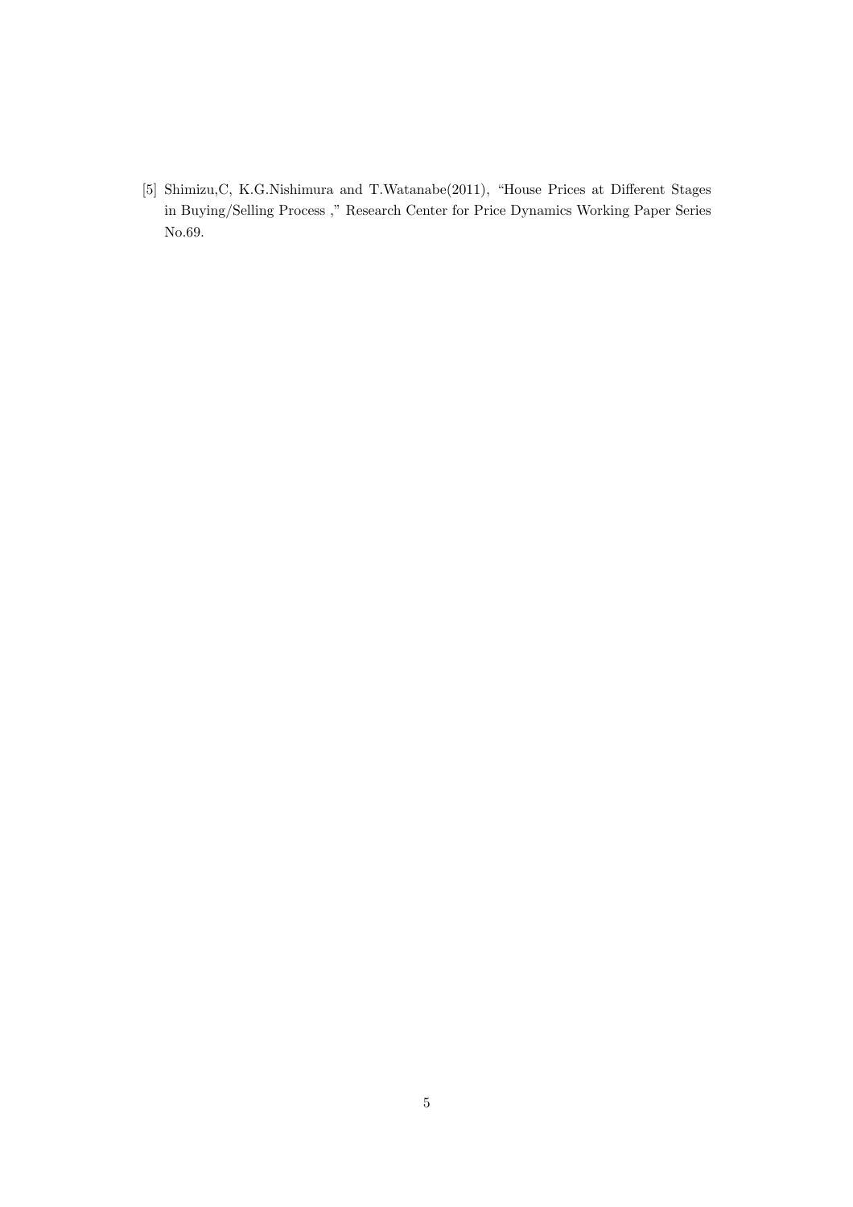[5] Shimizu,C, K.G.Nishimura and T.Watanabe(2011), "House Prices at Different Stages in Buying/Selling Process ," Research Center for Price Dynamics Working Paper Series No.69.